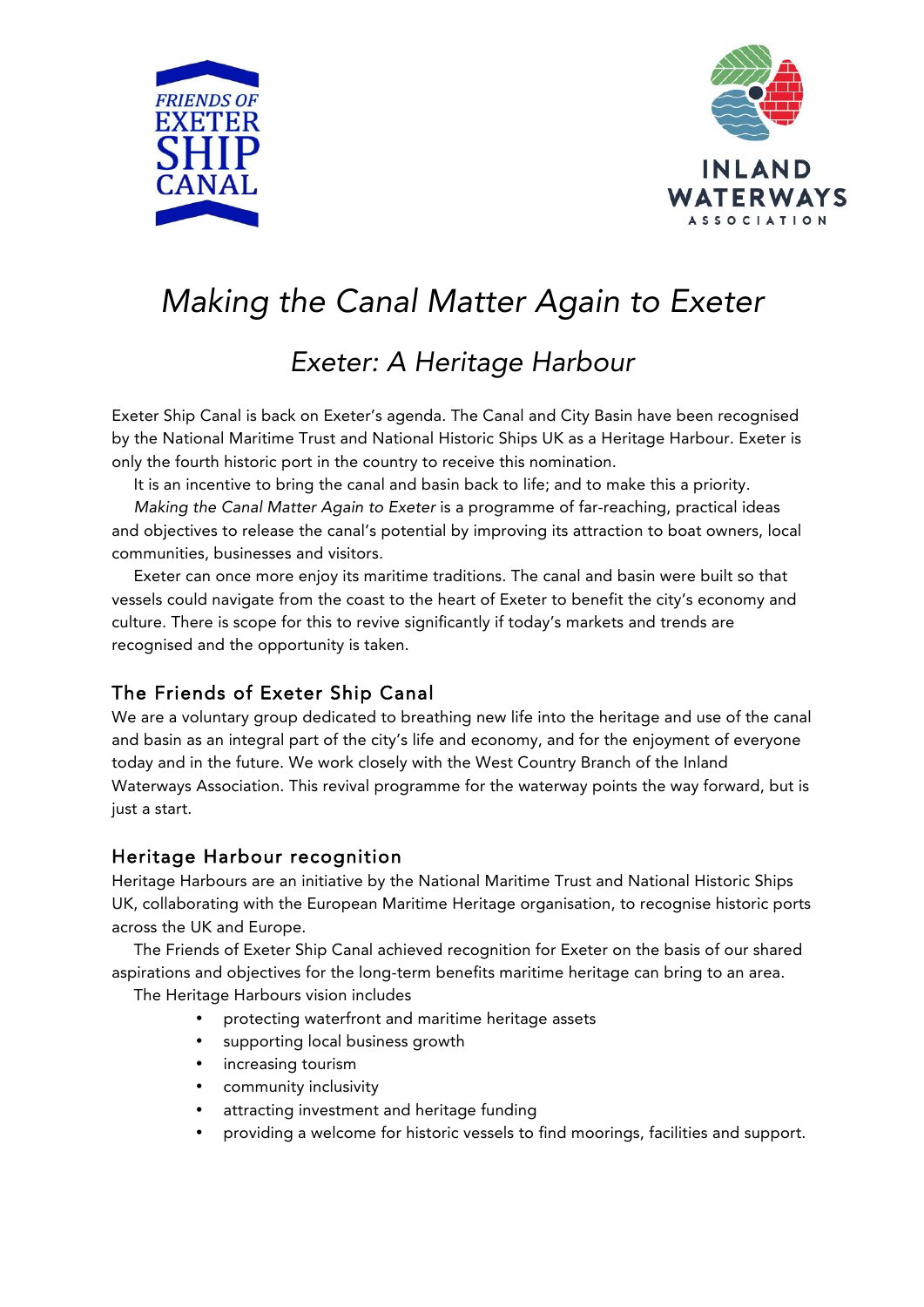FRIENDS OF EXETER SHIP CANAL

INLAND WATERWAYS ASSOCIATION

# *Making the Canal Matter Again to Exeter*

## *Exeter: A Heritage Harbour*

Exeter Ship Canal is back on Exeter's agenda. The Canal and City Basin have been recognised by the National Maritime Trust and National Historic Ships UK as a Heritage Harbour. Exeter is only the fourth historic port in the country to receive this nomination.

It is an incentive to bring the canal and basin back to life; and to make this a priority.

*Making the Canal Matter Again to Exeter* is a programme of far-reaching, practical ideas and objectives to release the canal's potential by improving its attraction to boat owners, local communities, businesses and visitors.

Exeter can once more enjoy its maritime traditions. The canal and basin were built so that vessels could navigate from the coast to the heart of Exeter to benefit the city's economy and culture. There is scope for this to revive significantly if today's markets and trends are recognised and the opportunity is taken.

### The Friends of Exeter Ship Canal

We are a voluntary group dedicated to breathing new life into the heritage and use of the canal and basin as an integral part of the city's life and economy, and for the enjoyment of everyone today and in the future. We work closely with the West Country Branch of the Inland Waterways Association. This revival programme for the waterway points the way forward, but is just a start.

### Heritage Harbour recognition

Heritage Harbours are an initiative by the National Maritime Trust and National Historic Ships UK, collaborating with the European Maritime Heritage organisation, to recognise historic ports across the UK and Europe.

The Friends of Exeter Ship Canal achieved recognition for Exeter on the basis of our shared aspirations and objectives for the long-term benefits maritime heritage can bring to an area.

The Heritage Harbours vision includes

- protecting waterfront and maritime heritage assets
- supporting local business growth
- increasing tourism
- community inclusivity
- attracting investment and heritage funding
- providing a welcome for historic vessels to find moorings, facilities and support.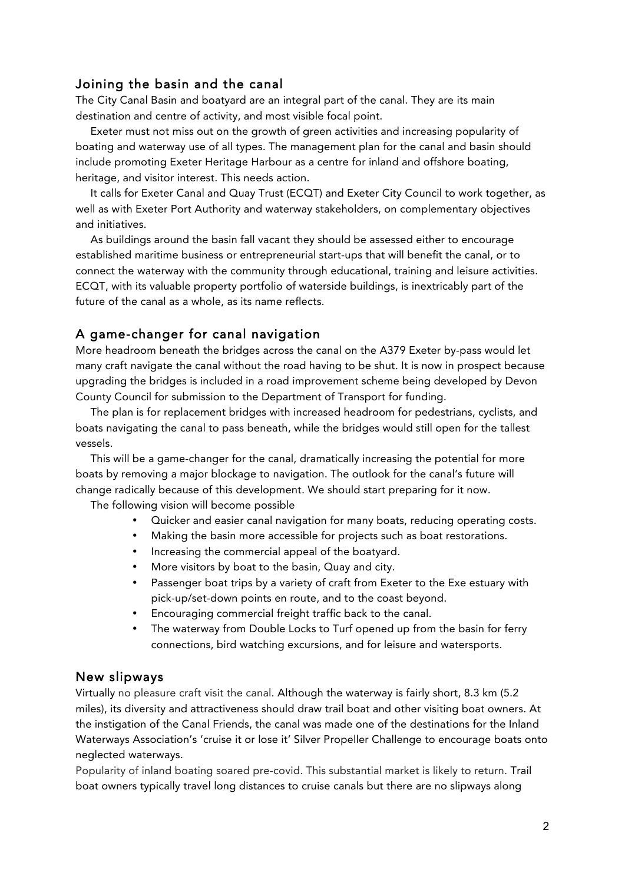## Joining the basin and the canal

The City Canal Basin and boatyard are an integral part of the canal. They are its main destination and centre of activity, and most visible focal point.

Exeter must not miss out on the growth of green activities and increasing popularity of boating and waterway use of all types. The management plan for the canal and basin should include promoting Exeter Heritage Harbour as a centre for inland and offshore boating, heritage, and visitor interest. This needs action.

It calls for Exeter Canal and Quay Trust (ECQT) and Exeter City Council to work together, as well as with Exeter Port Authority and waterway stakeholders, on complementary objectives and initiatives.

As buildings around the basin fall vacant they should be assessed either to encourage established maritime business or entrepreneurial start-ups that will benefit the canal, or to connect the waterway with the community through educational, training and leisure activities. ECQT, with its valuable property portfolio of waterside buildings, is inextricably part of the future of the canal as a whole, as its name reflects.

## A game-changer for canal navigation

More headroom beneath the bridges across the canal on the A379 Exeter by-pass would let many craft navigate the canal without the road having to be shut. It is now in prospect because upgrading the bridges is included in a road improvement scheme being developed by Devon County Council for submission to the Department of Transport for funding.

The plan is for replacement bridges with increased headroom for pedestrians, cyclists, and boats navigating the canal to pass beneath, while the bridges would still open for the tallest vessels.

This will be a game-changer for the canal, dramatically increasing the potential for more boats by removing a major blockage to navigation. The outlook for the canal's future will change radically because of this development. We should start preparing for it now.

The following vision will become possible

- Quicker and easier canal navigation for many boats, reducing operating costs.
- Making the basin more accessible for projects such as boat restorations.
- Increasing the commercial appeal of the boatyard.
- More visitors by boat to the basin, Quay and city.
- Passenger boat trips by a variety of craft from Exeter to the Exe estuary with pick-up/set-down points en route, and to the coast beyond.
- Encouraging commercial freight traffic back to the canal.
- The waterway from Double Locks to Turf opened up from the basin for ferry connections, bird watching excursions, and for leisure and watersports.

## New slipways

Virtually no pleasure craft visit the canal. Although the waterway is fairly short, 8.3 km (5.2 miles), its diversity and attractiveness should draw trail boat and other visiting boat owners. At the instigation of the Canal Friends, the canal was made one of the destinations for the Inland Waterways Association's 'cruise it or lose it' Silver Propeller Challenge to encourage boats onto neglected waterways.

Popularity of inland boating soared pre-covid. This substantial market is likely to return. Trail boat owners typically travel long distances to cruise canals but there are no slipways along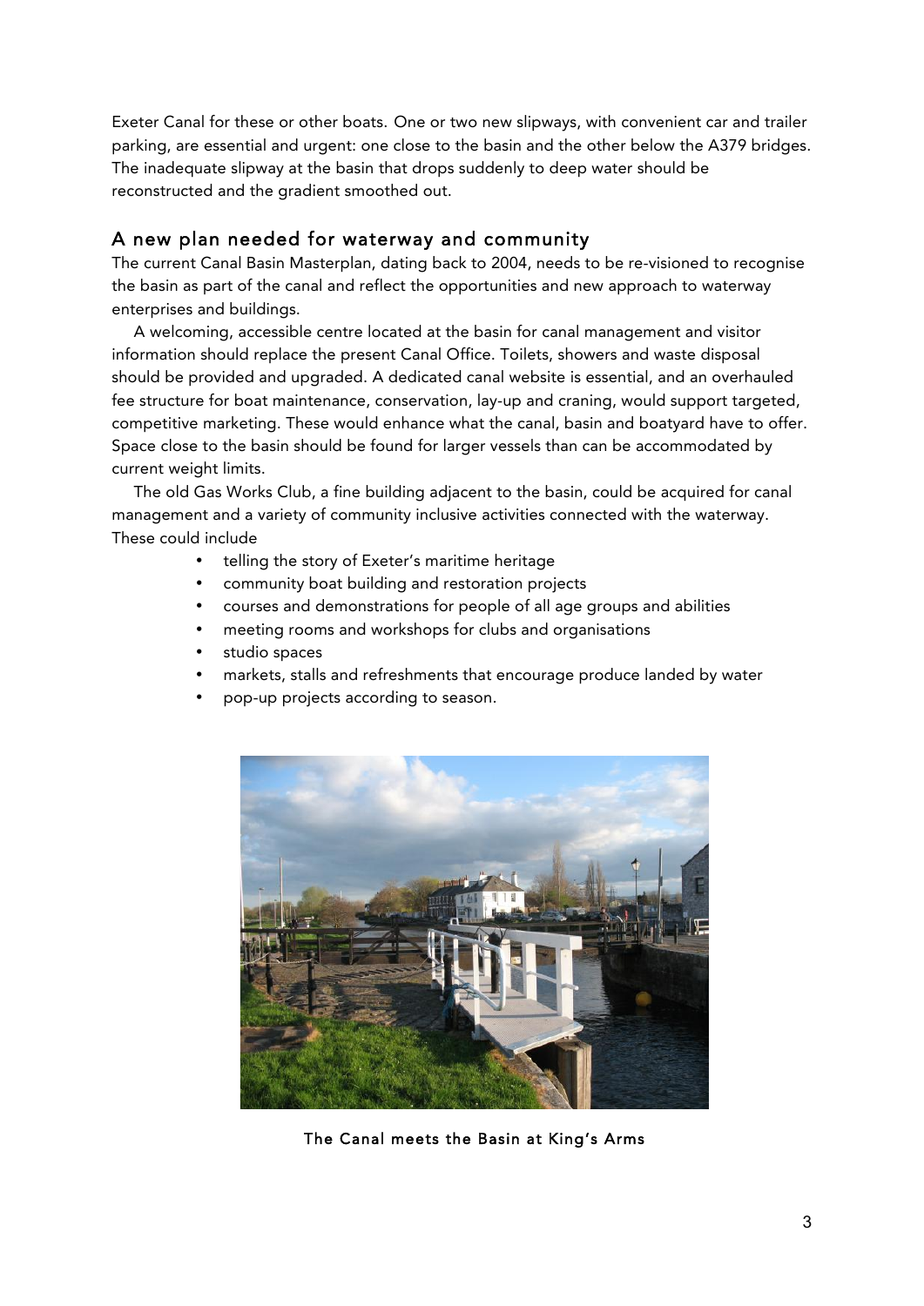Exeter Canal for these or other boats. One or two new slipways, with convenient car and trailer parking, are essential and urgent: one close to the basin and the other below the A379 bridges. The inadequate slipway at the basin that drops suddenly to deep water should be reconstructed and the gradient smoothed out.

## A new plan needed for waterway and community

The current Canal Basin Masterplan, dating back to 2004, needs to be re-visioned to recognise the basin as part of the canal and reflect the opportunities and new approach to waterway enterprises and buildings.

A welcoming, accessible centre located at the basin for canal management and visitor information should replace the present Canal Office. Toilets, showers and waste disposal should be provided and upgraded. A dedicated canal website is essential, and an overhauled fee structure for boat maintenance, conservation, lay-up and craning, would support targeted, competitive marketing. These would enhance what the canal, basin and boatyard have to offer. Space close to the basin should be found for larger vessels than can be accommodated by current weight limits.

The old Gas Works Club, a fine building adjacent to the basin, could be acquired for canal management and a variety of community inclusive activities connected with the waterway. These could include

- telling the story of Exeter's maritime heritage
- community boat building and restoration projects
- courses and demonstrations for people of all age groups and abilities
- meeting rooms and workshops for clubs and organisations
- studio spaces
- markets, stalls and refreshments that encourage produce landed by water
- pop-up projects according to season.

The Canal meets the Basin at King's Arms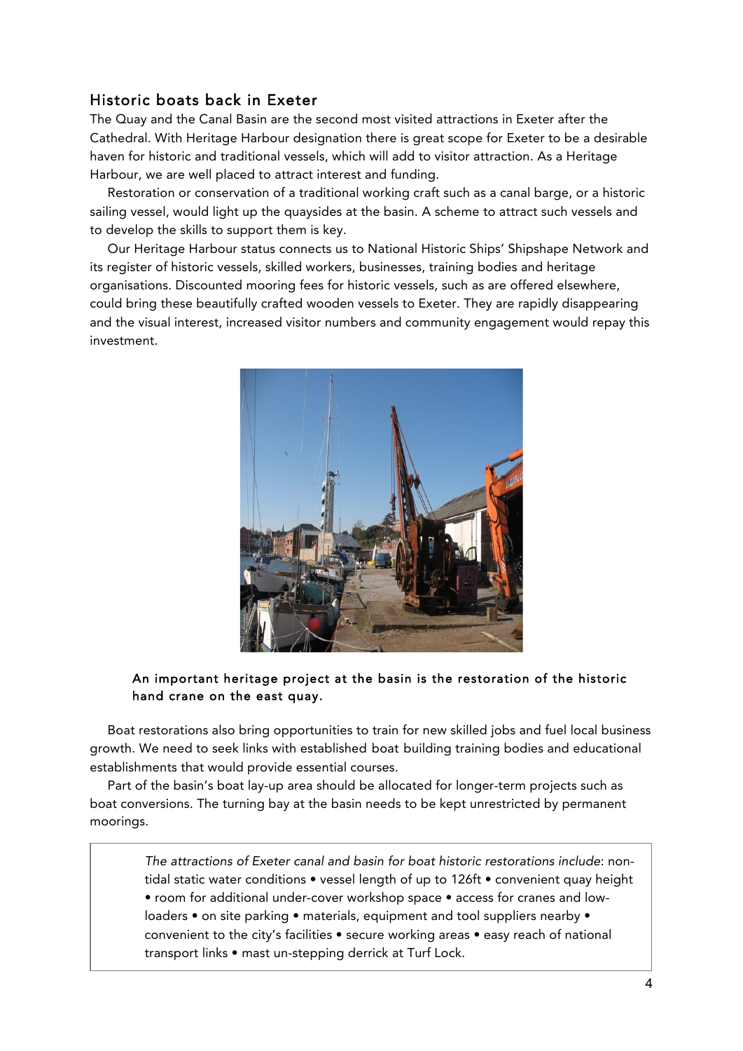## Historic boats back in Exeter

The Quay and the Canal Basin are the second most visited attractions in Exeter after the Cathedral. With Heritage Harbour designation there is great scope for Exeter to be a desirable haven for historic and traditional vessels, which will add to visitor attraction. As a Heritage Harbour, we are well placed to attract interest and funding.

Restoration or conservation of a traditional working craft such as a canal barge, or a historic sailing vessel, would light up the quaysides at the basin. A scheme to attract such vessels and to develop the skills to support them is key.

Our Heritage Harbour status connects us to National Historic Ships' Shipshape Network and its register of historic vessels, skilled workers, businesses, training bodies and heritage organisations. Discounted mooring fees for historic vessels, such as are offered elsewhere, could bring these beautifully crafted wooden vessels to Exeter. They are rapidly disappearing and the visual interest, increased visitor numbers and community engagement would repay this investment.

**An important heritage project at the basin is the restoration of the historic hand crane on the east quay.**

Boat restorations also bring opportunities to train for new skilled jobs and fuel local business growth. We need to seek links with established boat building training bodies and educational establishments that would provide essential courses.

Part of the basin's boat lay-up area should be allocated for longer-term projects such as boat conversions. The turning bay at the basin needs to be kept unrestricted by permanent moorings.

> *The attractions of Exeter canal and basin for boat historic restorations include*: non-tidal static water conditions • vessel length of up to 126ft • convenient quay height • room for additional under-cover workshop space • access for cranes and low-loaders • on site parking • materials, equipment and tool suppliers nearby • convenient to the city's facilities • secure working areas • easy reach of national transport links • mast un-stepping derrick at Turf Lock.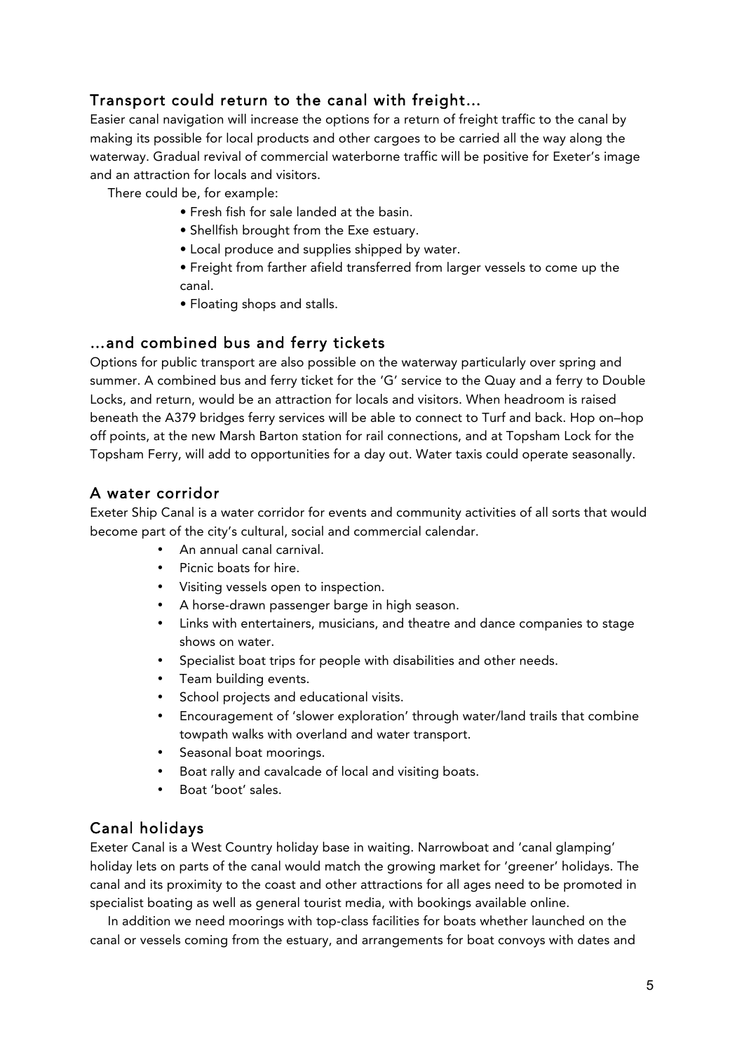## Transport could return to the canal with freight…

Easier canal navigation will increase the options for a return of freight traffic to the canal by making its possible for local products and other cargoes to be carried all the way along the waterway. Gradual revival of commercial waterborne traffic will be positive for Exeter's image and an attraction for locals and visitors.

There could be, for example:

- Fresh fish for sale landed at the basin.
- Shellfish brought from the Exe estuary.
- Local produce and supplies shipped by water.
- Freight from farther afield transferred from larger vessels to come up the canal.
- Floating shops and stalls.

## …and combined bus and ferry tickets

Options for public transport are also possible on the waterway particularly over spring and summer. A combined bus and ferry ticket for the 'G' service to the Quay and a ferry to Double Locks, and return, would be an attraction for locals and visitors. When headroom is raised beneath the A379 bridges ferry services will be able to connect to Turf and back. Hop on–hop off points, at the new Marsh Barton station for rail connections, and at Topsham Lock for the Topsham Ferry, will add to opportunities for a day out. Water taxis could operate seasonally.

## A water corridor

Exeter Ship Canal is a water corridor for events and community activities of all sorts that would become part of the city's cultural, social and commercial calendar.

- An annual canal carnival.
- Picnic boats for hire.
- Visiting vessels open to inspection.
- A horse-drawn passenger barge in high season.
- Links with entertainers, musicians, and theatre and dance companies to stage shows on water.
- Specialist boat trips for people with disabilities and other needs.
- Team building events.
- School projects and educational visits.
- Encouragement of 'slower exploration' through water/land trails that combine towpath walks with overland and water transport.
- Seasonal boat moorings.
- Boat rally and cavalcade of local and visiting boats.
- Boat 'boot' sales.

## Canal holidays

Exeter Canal is a West Country holiday base in waiting. Narrowboat and 'canal glamping' holiday lets on parts of the canal would match the growing market for 'greener' holidays. The canal and its proximity to the coast and other attractions for all ages need to be promoted in specialist boating as well as general tourist media, with bookings available online.

In addition we need moorings with top-class facilities for boats whether launched on the canal or vessels coming from the estuary, and arrangements for boat convoys with dates and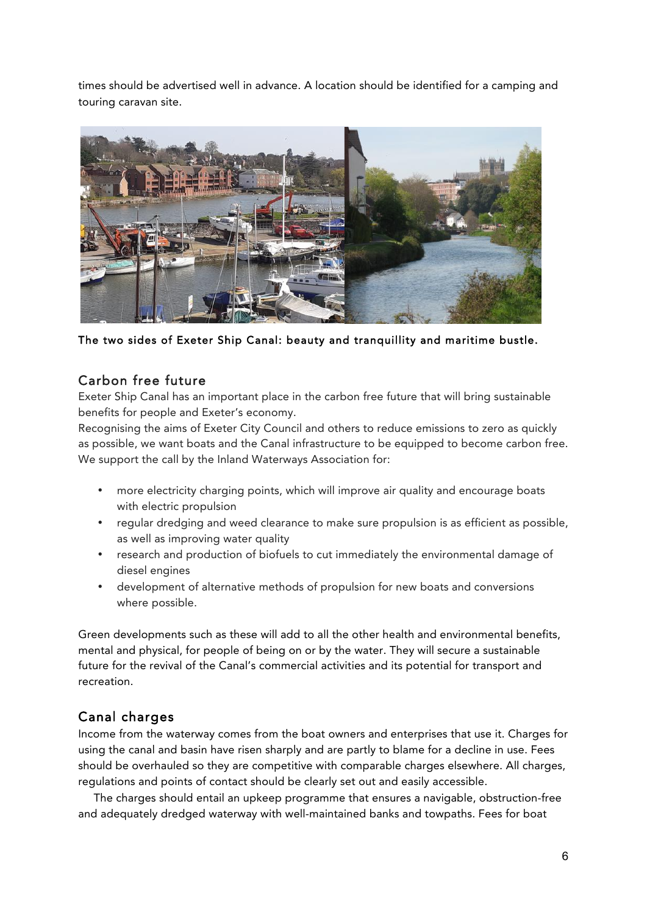times should be advertised well in advance. A location should be identified for a camping and touring caravan site.

**The two sides of Exeter Ship Canal: beauty and tranquillity and maritime bustle.**

## Carbon free future

Exeter Ship Canal has an important place in the carbon free future that will bring sustainable benefits for people and Exeter's economy.

Recognising the aims of Exeter City Council and others to reduce emissions to zero as quickly as possible, we want boats and the Canal infrastructure to be equipped to become carbon free. We support the call by the Inland Waterways Association for:

- more electricity charging points, which will improve air quality and encourage boats with electric propulsion
- regular dredging and weed clearance to make sure propulsion is as efficient as possible, as well as improving water quality
- research and production of biofuels to cut immediately the environmental damage of diesel engines
- development of alternative methods of propulsion for new boats and conversions where possible.

Green developments such as these will add to all the other health and environmental benefits, mental and physical, for people of being on or by the water. They will secure a sustainable future for the revival of the Canal's commercial activities and its potential for transport and recreation.

## Canal charges

Income from the waterway comes from the boat owners and enterprises that use it. Charges for using the canal and basin have risen sharply and are partly to blame for a decline in use. Fees should be overhauled so they are competitive with comparable charges elsewhere. All charges, regulations and points of contact should be clearly set out and easily accessible.

The charges should entail an upkeep programme that ensures a navigable, obstruction-free and adequately dredged waterway with well-maintained banks and towpaths. Fees for boat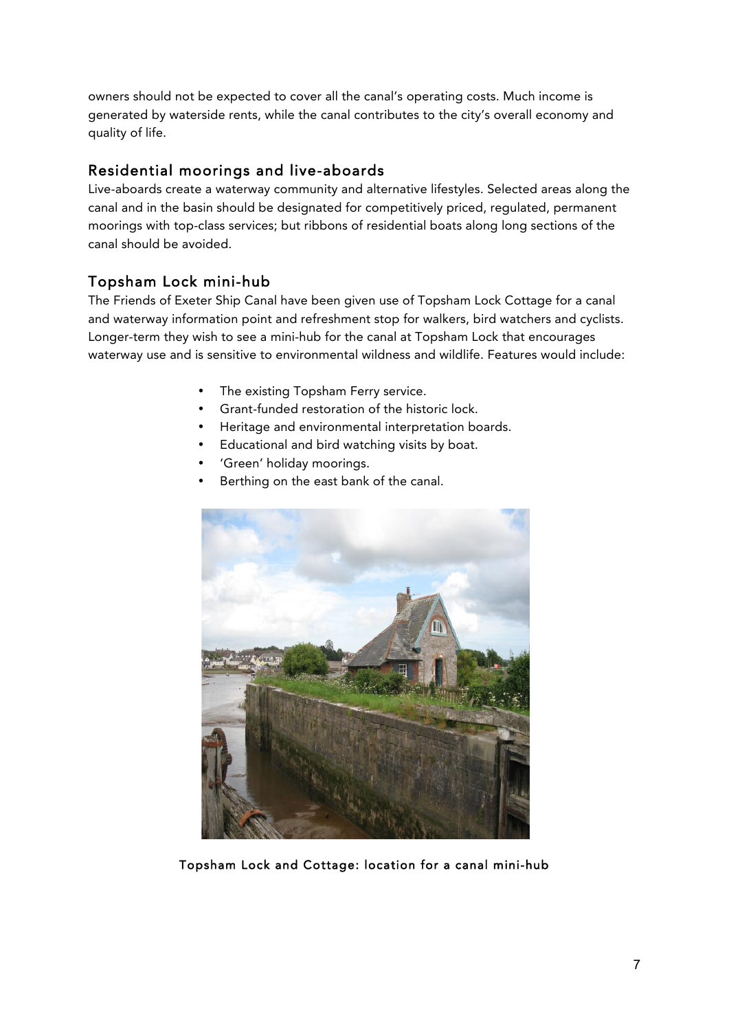owners should not be expected to cover all the canal's operating costs. Much income is generated by waterside rents, while the canal contributes to the city's overall economy and quality of life.

## Residential moorings and live-aboards

Live-aboards create a waterway community and alternative lifestyles. Selected areas along the canal and in the basin should be designated for competitively priced, regulated, permanent moorings with top-class services; but ribbons of residential boats along long sections of the canal should be avoided.

## Topsham Lock mini-hub

The Friends of Exeter Ship Canal have been given use of Topsham Lock Cottage for a canal and waterway information point and refreshment stop for walkers, bird watchers and cyclists. Longer-term they wish to see a mini-hub for the canal at Topsham Lock that encourages waterway use and is sensitive to environmental wildness and wildlife. Features would include:

- The existing Topsham Ferry service.
- Grant-funded restoration of the historic lock.
- Heritage and environmental interpretation boards.
- Educational and bird watching visits by boat.
- 'Green' holiday moorings.
- Berthing on the east bank of the canal.

Topsham Lock and Cottage: location for a canal mini-hub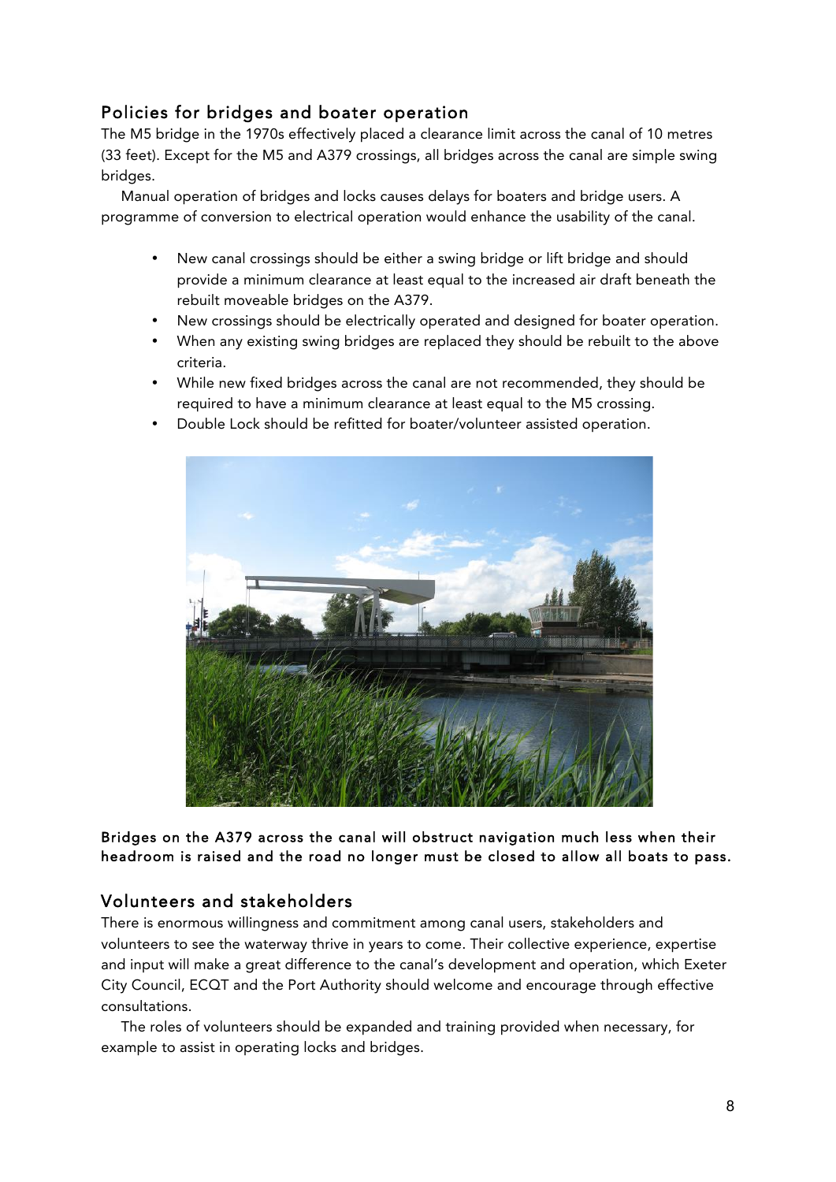## Policies for bridges and boater operation

The M5 bridge in the 1970s effectively placed a clearance limit across the canal of 10 metres (33 feet). Except for the M5 and A379 crossings, all bridges across the canal are simple swing bridges.

Manual operation of bridges and locks causes delays for boaters and bridge users. A programme of conversion to electrical operation would enhance the usability of the canal.

- New canal crossings should be either a swing bridge or lift bridge and should provide a minimum clearance at least equal to the increased air draft beneath the rebuilt moveable bridges on the A379.
- New crossings should be electrically operated and designed for boater operation.
- When any existing swing bridges are replaced they should be rebuilt to the above criteria.
- While new fixed bridges across the canal are not recommended, they should be required to have a minimum clearance at least equal to the M5 crossing.
- Double Lock should be refitted for boater/volunteer assisted operation.

**Bridges on the A379 across the canal will obstruct navigation much less when their headroom is raised and the road no longer must be closed to allow all boats to pass.**

## Volunteers and stakeholders

There is enormous willingness and commitment among canal users, stakeholders and volunteers to see the waterway thrive in years to come. Their collective experience, expertise and input will make a great difference to the canal's development and operation, which Exeter City Council, ECQT and the Port Authority should welcome and encourage through effective consultations.

The roles of volunteers should be expanded and training provided when necessary, for example to assist in operating locks and bridges.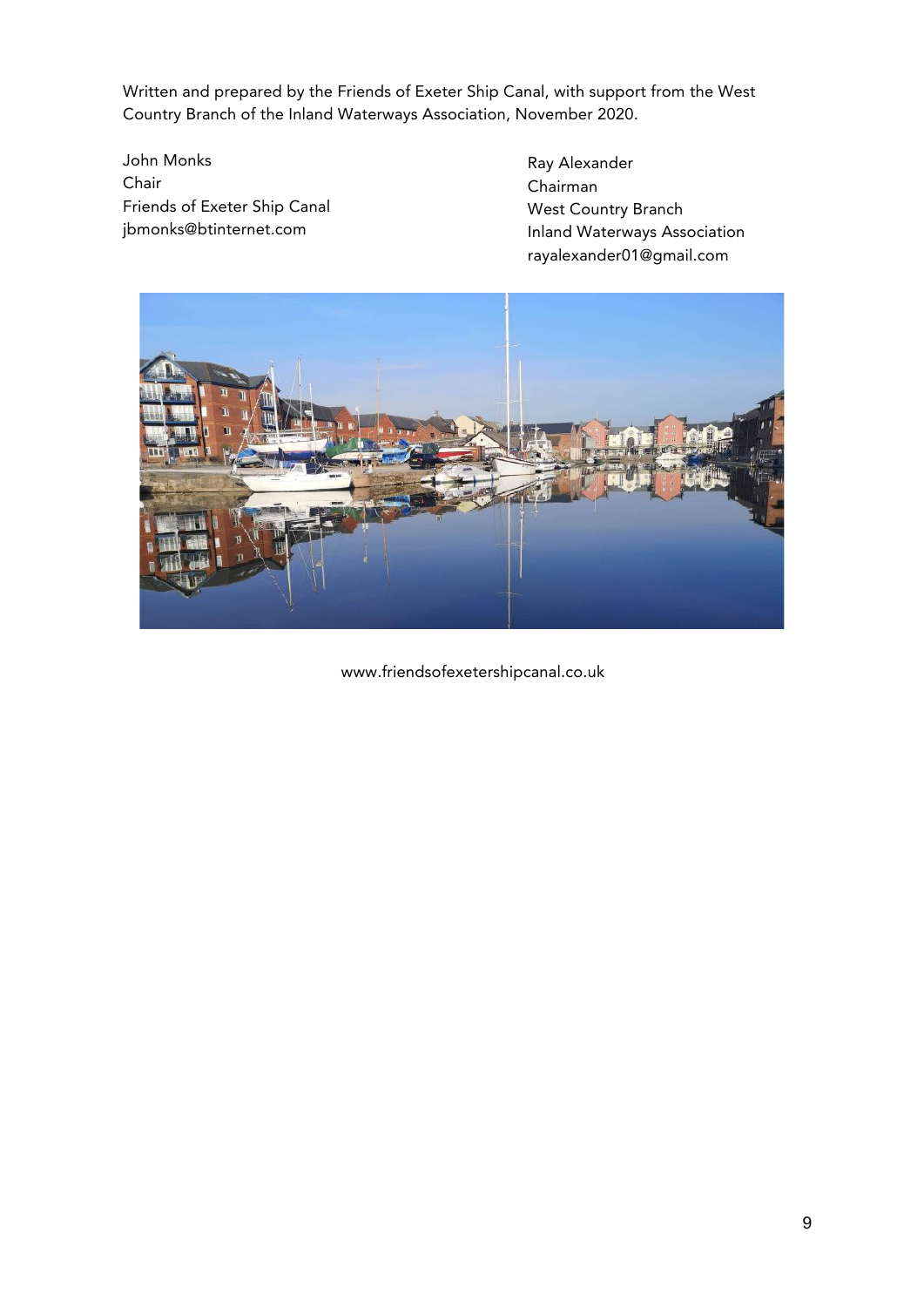Written and prepared by the Friends of Exeter Ship Canal, with support from the West Country Branch of the Inland Waterways Association, November 2020.

John Monks
Chair
Friends of Exeter Ship Canal
jbmonks@btinternet.com

Ray Alexander
Chairman
West Country Branch
Inland Waterways Association
rayalexander01@gmail.com

www.friendsofexetershipcanal.co.uk